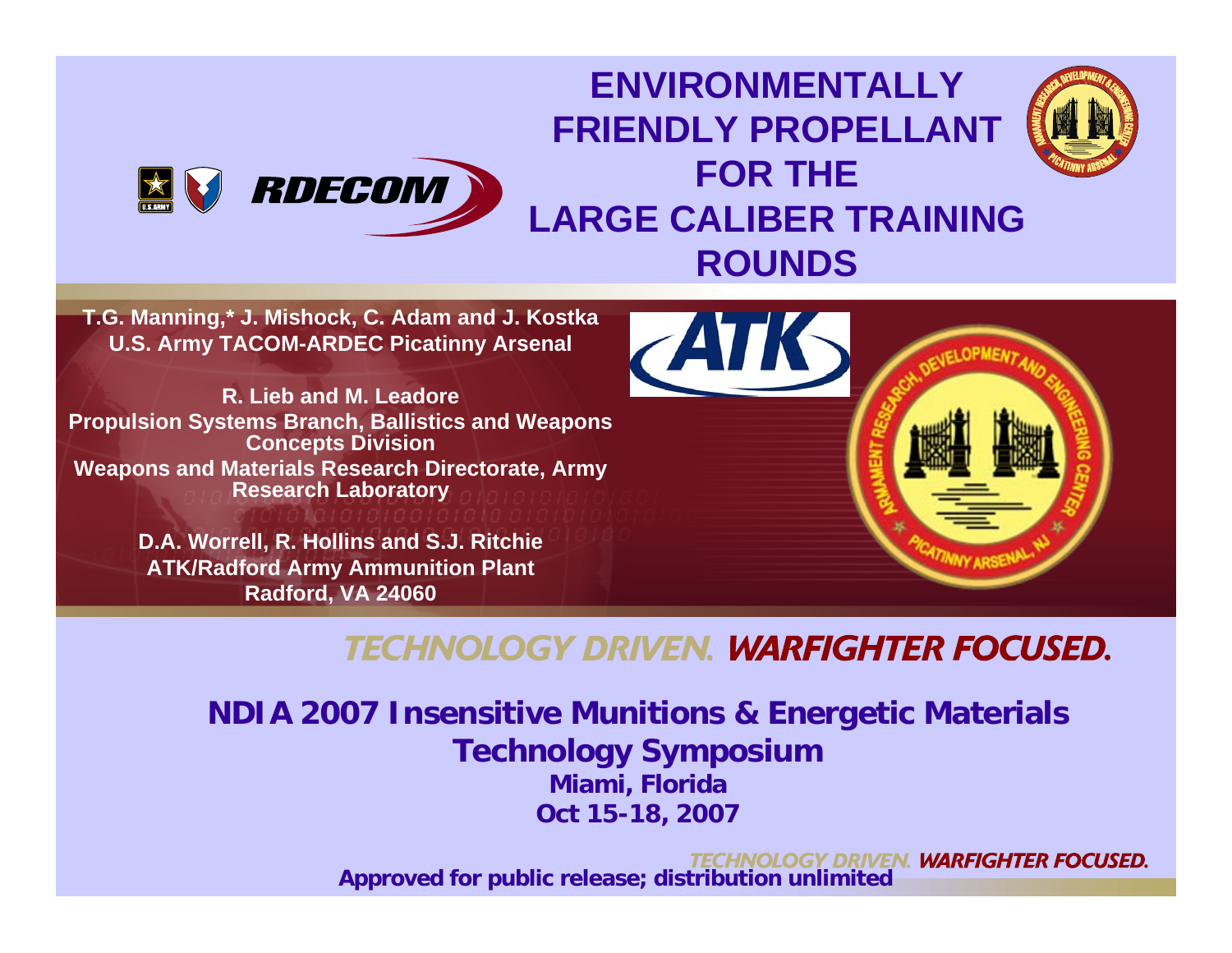# ENVIRONMENTALLY FRIENDLY PROPELLANT FOR THE LARGE CALIBER TRAINING ROUNDS

**T.G. Manning,* J. Mishock, C. Adam and J. Kostka**
**U.S. Army TACOM-ARDEC Picatinny Arsenal**

**R. Lieb and M. Leadore**
**Propulsion Systems Branch, Ballistics and Weapons Concepts Division**
**Weapons and Materials Research Directorate, Army Research Laboratory**

**D.A. Worrell, R. Hollins and S.J. Ritchie**
**ATK/Radford Army Ammunition Plant**
**Radford, VA 24060**

*TECHNOLOGY DRIVEN. WARFIGHTER FOCUSED.*

**NDIA 2007 Insensitive Munitions & Energetic Materials Technology Symposium**
**Miami, Florida**
**Oct 15-18, 2007**

**Approved for public release; distribution unlimited**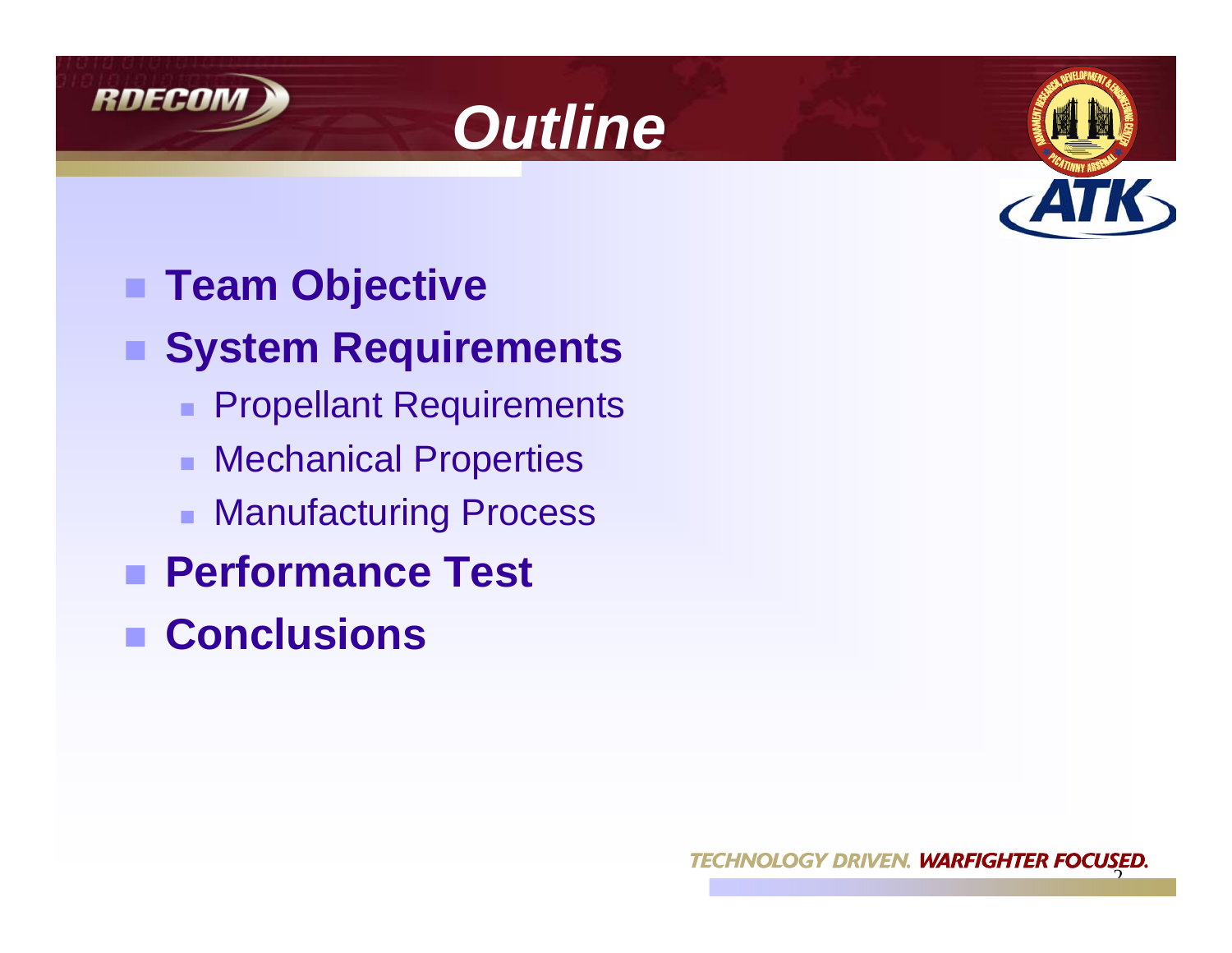# Outline

- **Team Objective**
- **System Requirements**
  - Propellant Requirements
  - Mechanical Properties
  - Manufacturing Process
- **Performance Test**
- **Conclusions**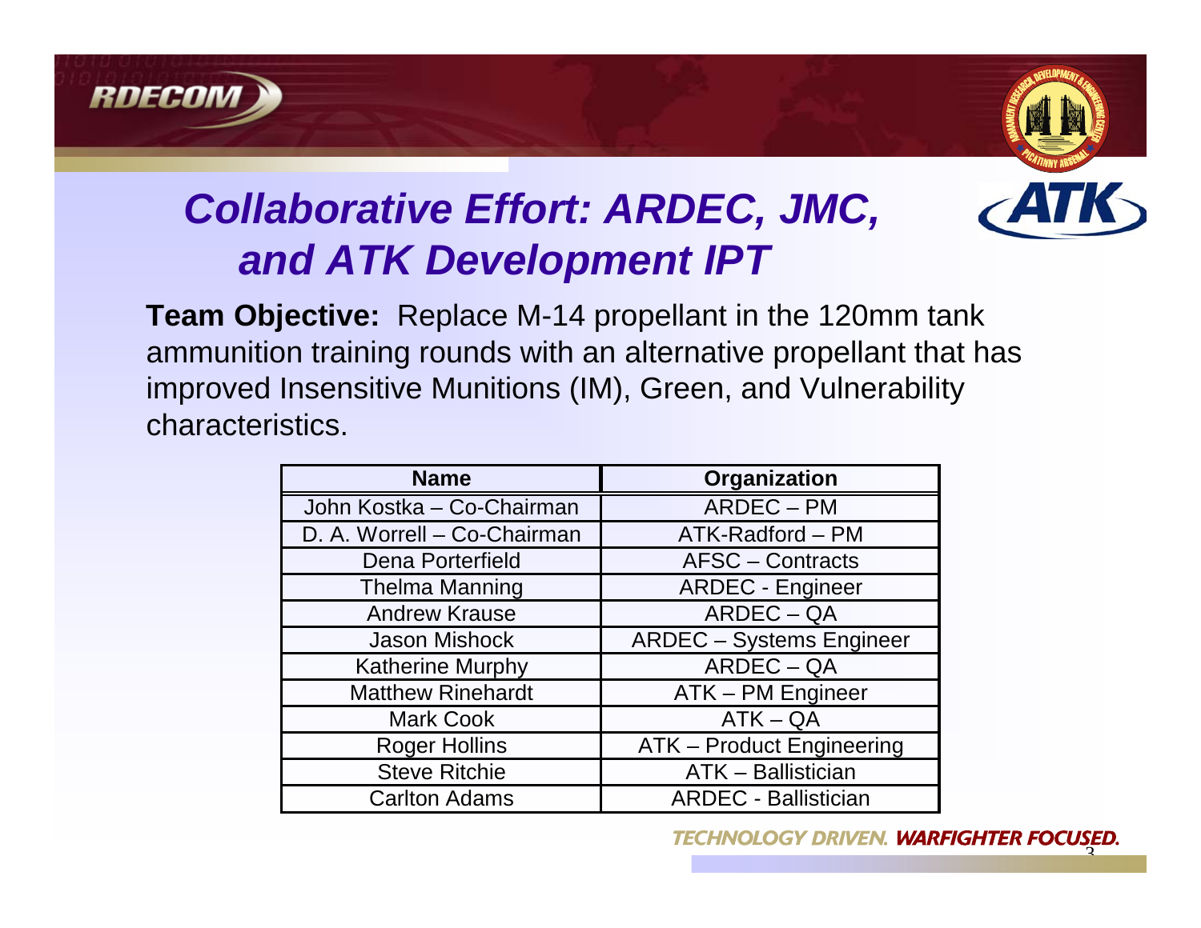# Collaborative Effort: ARDEC, JMC, and ATK Development IPT

**Team Objective:** Replace M-14 propellant in the 120mm tank ammunition training rounds with an alternative propellant that has improved Insensitive Munitions (IM), Green, and Vulnerability characteristics.

| Name | Organization |
| --- | --- |
| John Kostka – Co-Chairman | ARDEC – PM |
| D. A. Worrell – Co-Chairman | ATK-Radford – PM |
| Dena Porterfield | AFSC – Contracts |
| Thelma Manning | ARDEC - Engineer |
| Andrew Krause | ARDEC – QA |
| Jason Mishock | ARDEC – Systems Engineer |
| Katherine Murphy | ARDEC – QA |
| Matthew Rinehardt | ATK – PM Engineer |
| Mark Cook | ATK – QA |
| Roger Hollins | ATK – Product Engineering |
| Steve Ritchie | ATK – Ballistician |
| Carlton Adams | ARDEC - Ballistician |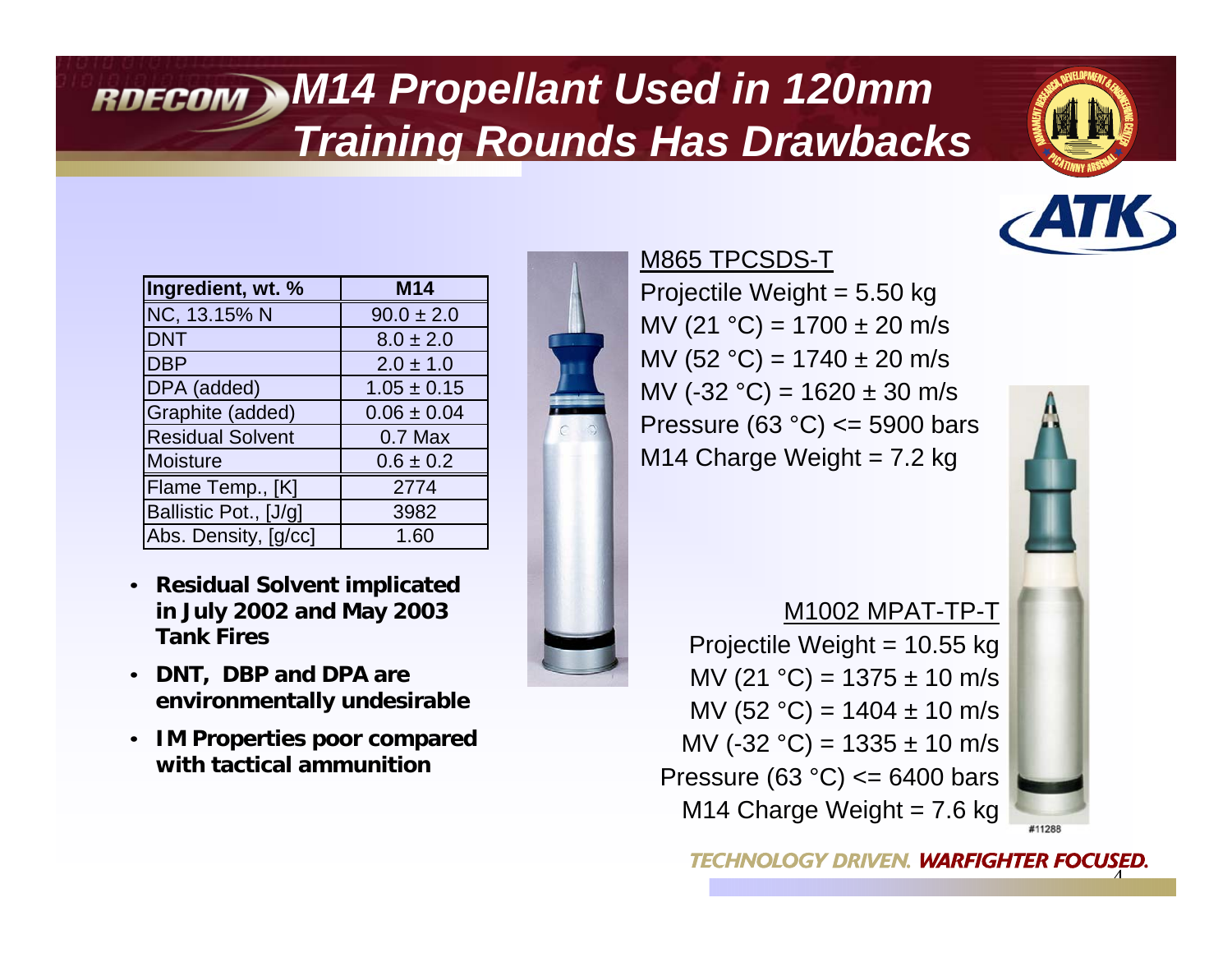# M14 Propellant Used in 120mm Training Rounds Has Drawbacks

| Ingredient, wt. % | M14 |
|---|---|
| NC, 13.15% N | 90.0 ± 2.0 |
| DNT | 8.0 ± 2.0 |
| DBP | 2.0 ± 1.0 |
| DPA (added) | 1.05 ± 0.15 |
| Graphite (added) | 0.06 ± 0.04 |
| Residual Solvent | 0.7 Max |
| Moisture | 0.6 ± 0.2 |
| Flame Temp., [K] | 2774 |
| Ballistic Pot., [J/g] | 3982 |
| Abs. Density, [g/cc] | 1.60 |

- **Residual Solvent implicated in July 2002 and May 2003 Tank Fires**
- **DNT, DBP and DPA are environmentally undesirable**
- **IM Properties poor compared with tactical ammunition**

M865 TPCSDS-T

Projectile Weight = 5.50 kg
MV (21 °C) = 1700 ± 20 m/s
MV (52 °C) = 1740 ± 20 m/s
MV (-32 °C) = 1620 ± 30 m/s
Pressure (63 °C) <= 5900 bars
M14 Charge Weight = 7.2 kg

M1002 MPAT-TP-T

Projectile Weight = 10.55 kg
MV (21 °C) = 1375 ± 10 m/s
MV (52 °C) = 1404 ± 10 m/s
MV (-32 °C) = 1335 ± 10 m/s
Pressure (63 °C) <= 6400 bars
M14 Charge Weight = 7.6 kg

#11288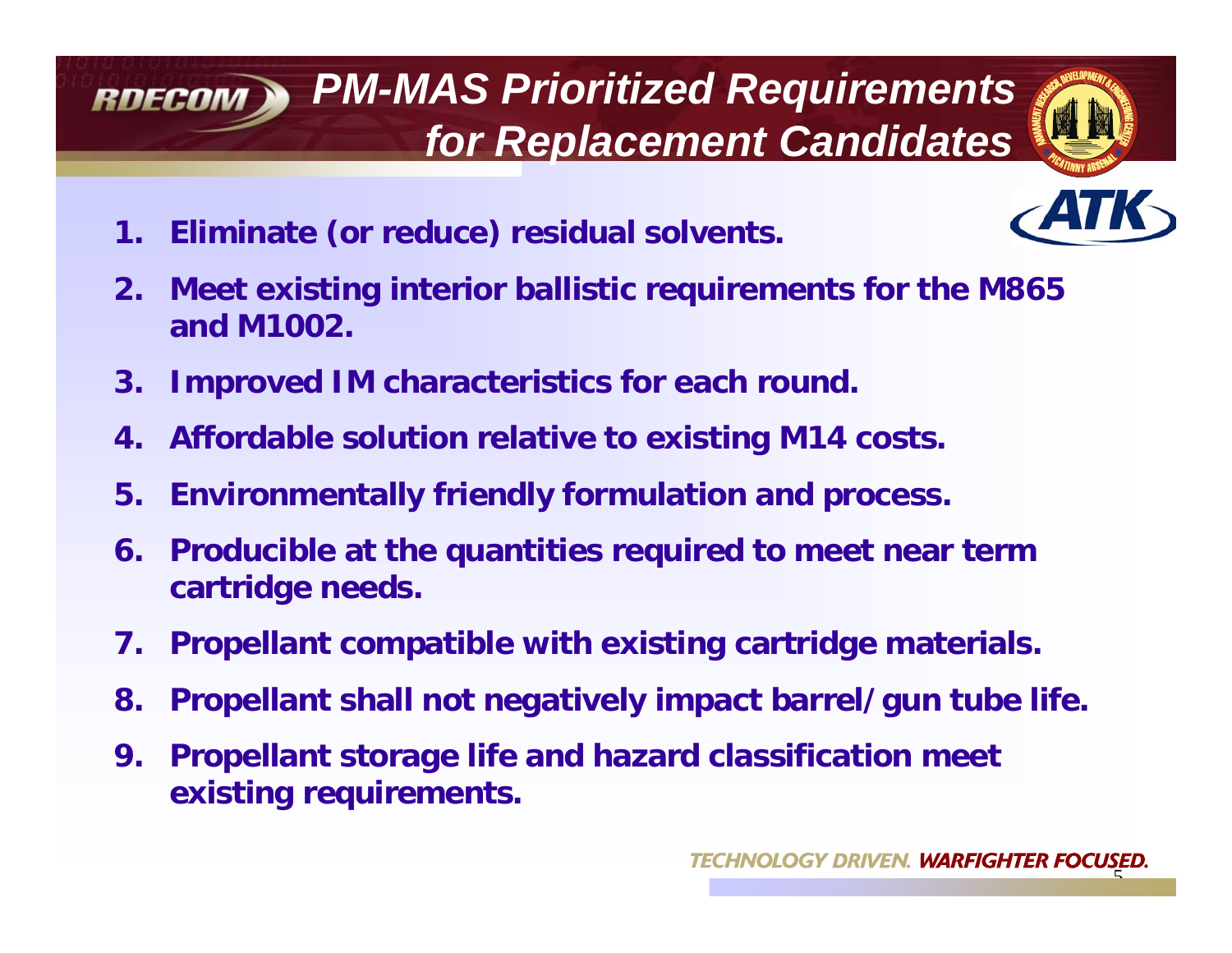# PM-MAS Prioritized Requirements for Replacement Candidates

1. **Eliminate (or reduce) residual solvents.**
2. **Meet existing interior ballistic requirements for the M865 and M1002.**
3. **Improved IM characteristics for each round.**
4. **Affordable solution relative to existing M14 costs.**
5. **Environmentally friendly formulation and process.**
6. **Producible at the quantities required to meet near term cartridge needs.**
7. **Propellant compatible with existing cartridge materials.**
8. **Propellant shall not negatively impact barrel/gun tube life.**
9. **Propellant storage life and hazard classification meet existing requirements.**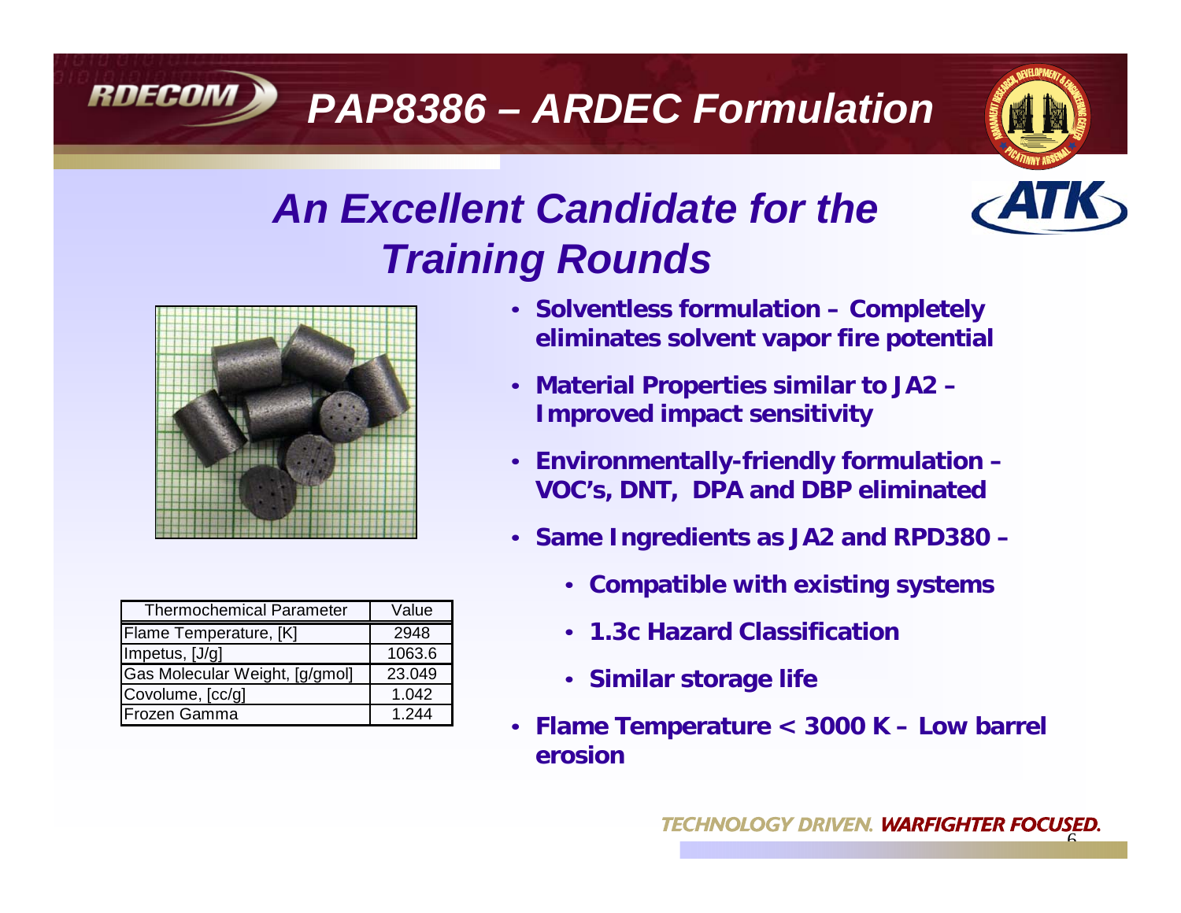# PAP8386 – ARDEC Formulation

## An Excellent Candidate for the Training Rounds

| Thermochemical Parameter | Value |
|---|---|
| Flame Temperature, [K] | 2948 |
| Impetus, [J/g] | 1063.6 |
| Gas Molecular Weight, [g/gmol] | 23.049 |
| Covolume, [cc/g] | 1.042 |
| Frozen Gamma | 1.244 |

- **Solventless formulation – Completely eliminates solvent vapor fire potential**
- **Material Properties similar to JA2 – Improved impact sensitivity**
- **Environmentally-friendly formulation – VOC's, DNT, DPA and DBP eliminated**
- **Same Ingredients as JA2 and RPD380 –**
  - **Compatible with existing systems**
  - **1.3c Hazard Classification**
  - **Similar storage life**
- **Flame Temperature < 3000 K – Low barrel erosion**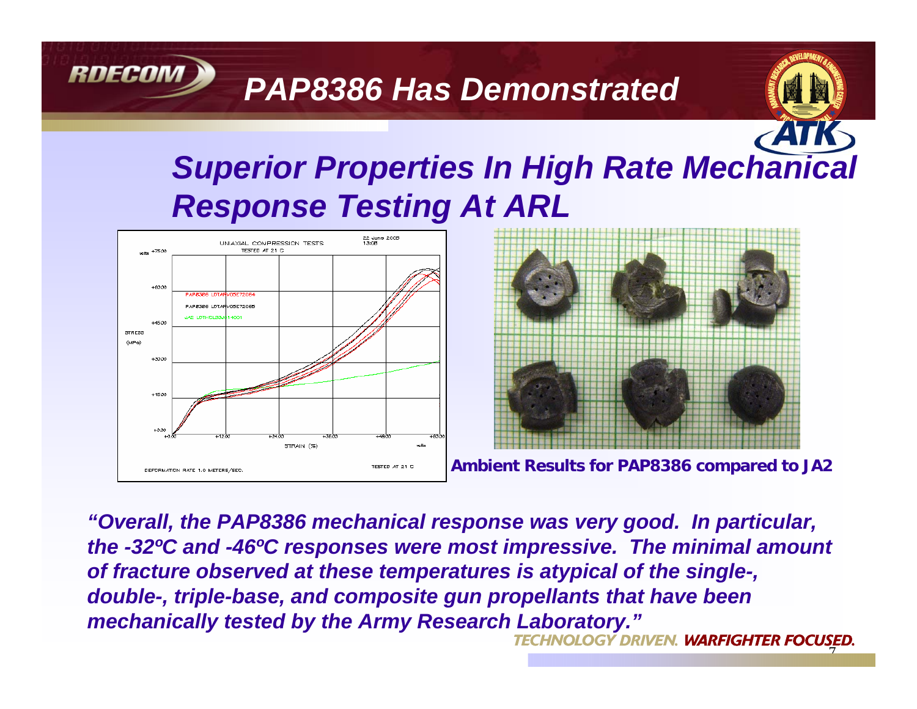# PAP8386 Has Demonstrated

## *Superior Properties In High Rate Mechanical Response Testing At ARL*

**Ambient Results for PAP8386 compared to JA2**

***"Overall, the PAP8386 mechanical response was very good. In particular, the -32ºC and -46ºC responses were most impressive. The minimal amount of fracture observed at these temperatures is atypical of the single-, double-, triple-base, and composite gun propellants that have been mechanically tested by the Army Research Laboratory."***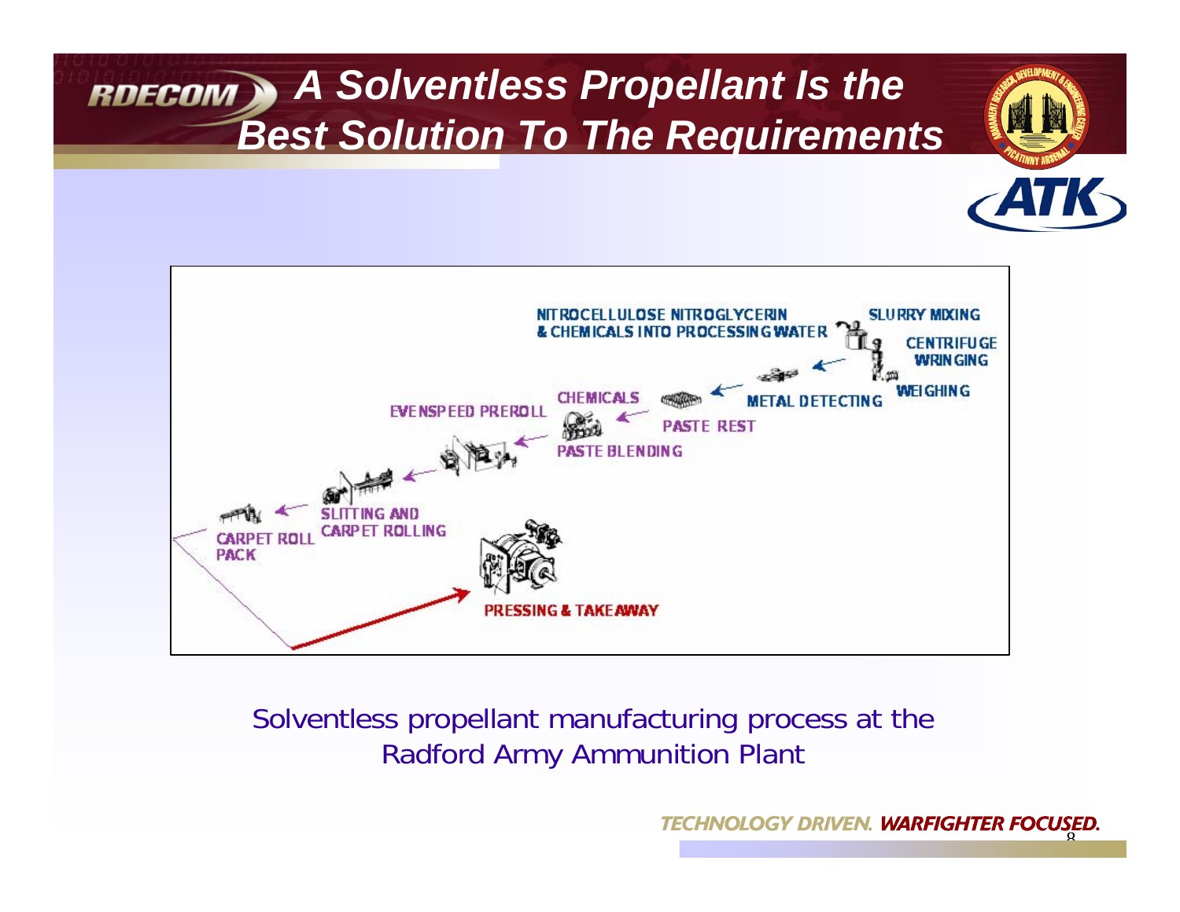# A Solventless Propellant Is the Best Solution To The Requirements

NITROCELLULOSE NITROGLYCERIN & CHEMICALS INTO PROCESSING WATER

SLURRY MIXING

CENTRIFUGE WRINGING

WEIGHING

METAL DETECTING

PASTE REST

CHEMICALS

PASTE BLENDING

EVENSPEED PREROLL

SLITTING AND CARPET ROLLING

CARPET ROLL PACK

PRESSING & TAKEAWAY

Solventless propellant manufacturing process at the Radford Army Ammunition Plant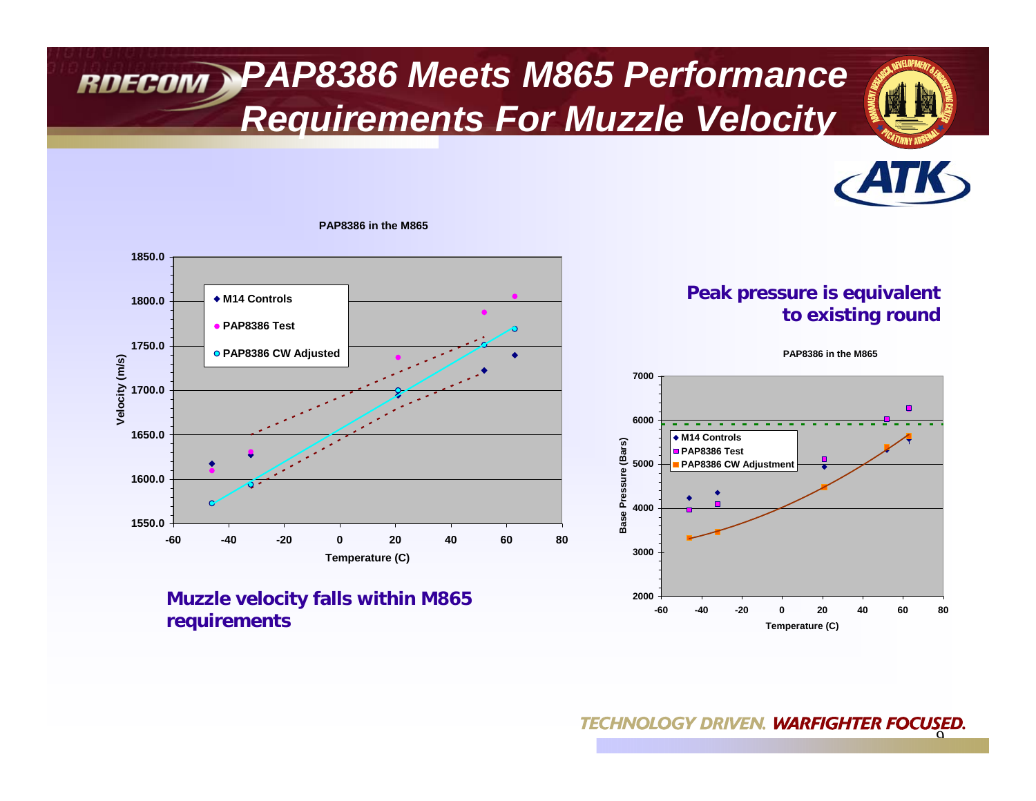# PAP8386 Meets M865 Performance Requirements For Muzzle Velocity

PAP8386 in the M865

Velocity (m/s)

Temperature (C)

- M14 Controls
- PAP8386 Test
- PAP8386 CW Adjusted

**Muzzle velocity falls within M865 requirements**

**Peak pressure is equivalent to existing round**

PAP8386 in the M865

Base Pressure (Bars)

Temperature (C)

- M14 Controls
- PAP8386 Test
- PAP8386 CW Adjustment

*TECHNOLOGY DRIVEN. WARFIGHTER FOCUSED.*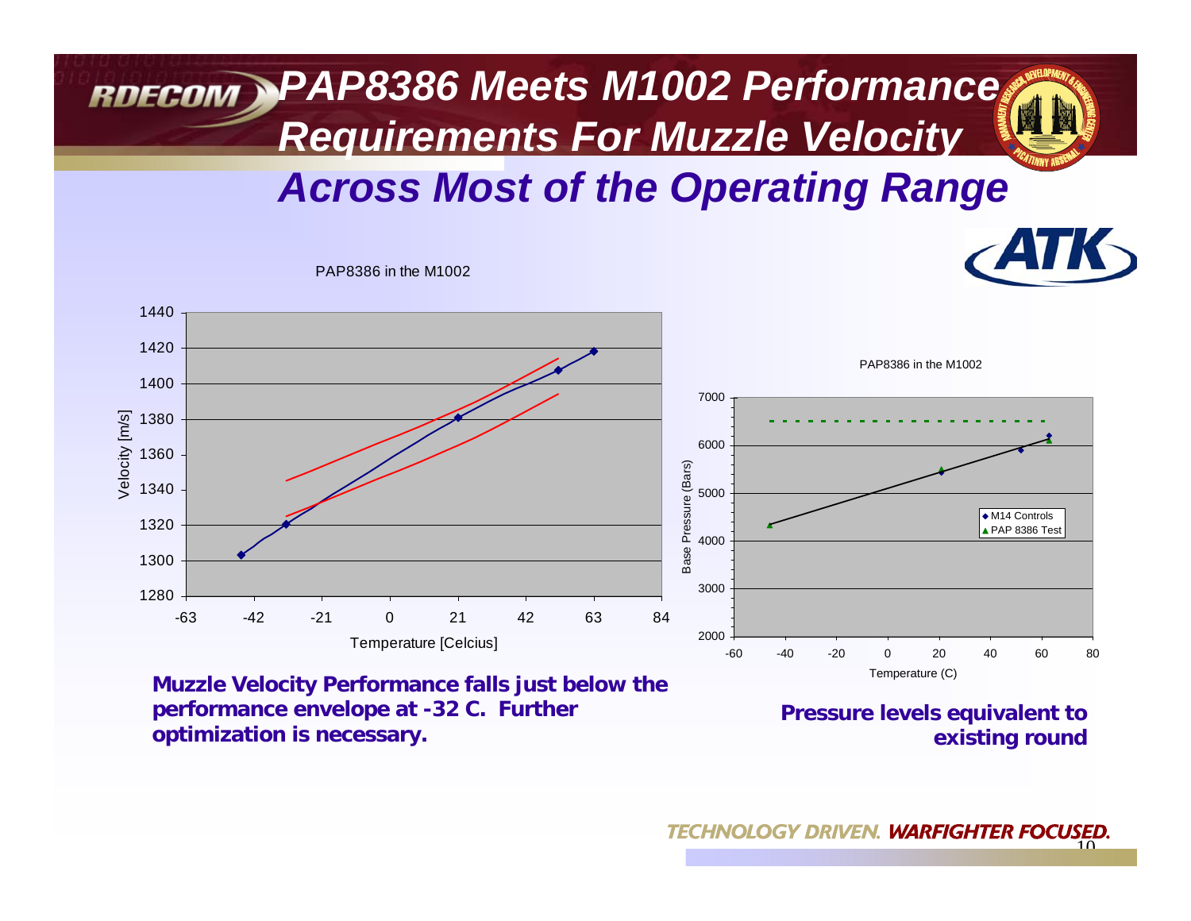# PAP8386 Meets M1002 Performance Requirements For Muzzle Velocity Across Most of the Operating Range

PAP8386 in the M1002

**Muzzle Velocity Performance falls just below the performance envelope at -32 C. Further optimization is necessary.**

PAP8386 in the M1002

**Pressure levels equivalent to existing round**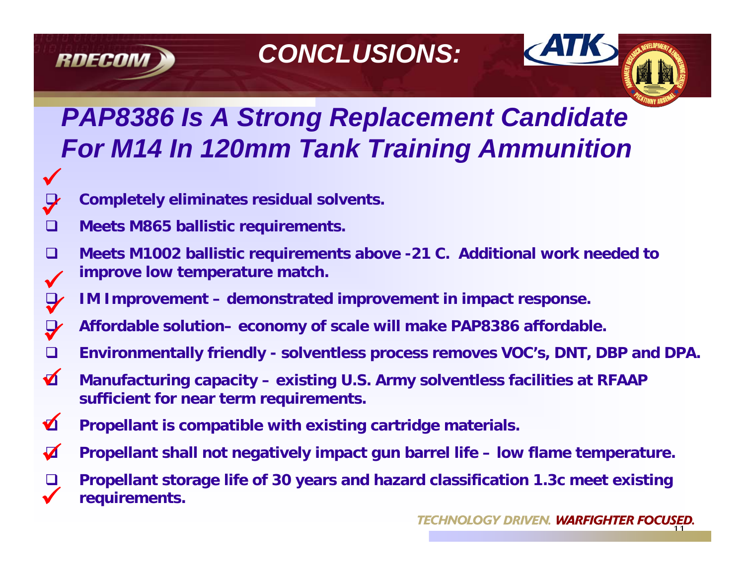# CONCLUSIONS:

## PAP8386 Is A Strong Replacement Candidate For M14 In 120mm Tank Training Ammunition

- **Completely eliminates residual solvents.**
- **Meets M865 ballistic requirements.**
- **Meets M1002 ballistic requirements above -21 C. Additional work needed to improve low temperature match.**
- **IM Improvement – demonstrated improvement in impact response.**
- **Affordable solution– economy of scale will make PAP8386 affordable.**
- **Environmentally friendly - solventless process removes VOC's, DNT, DBP and DPA.**
- **Manufacturing capacity – existing U.S. Army solventless facilities at RFAAP sufficient for near term requirements.**
- **Propellant is compatible with existing cartridge materials.**
- **Propellant shall not negatively impact gun barrel life – low flame temperature.**
- **Propellant storage life of 30 years and hazard classification 1.3c meet existing requirements.**

TECHNOLOGY DRIVEN. WARFIGHTER FOCUSED.